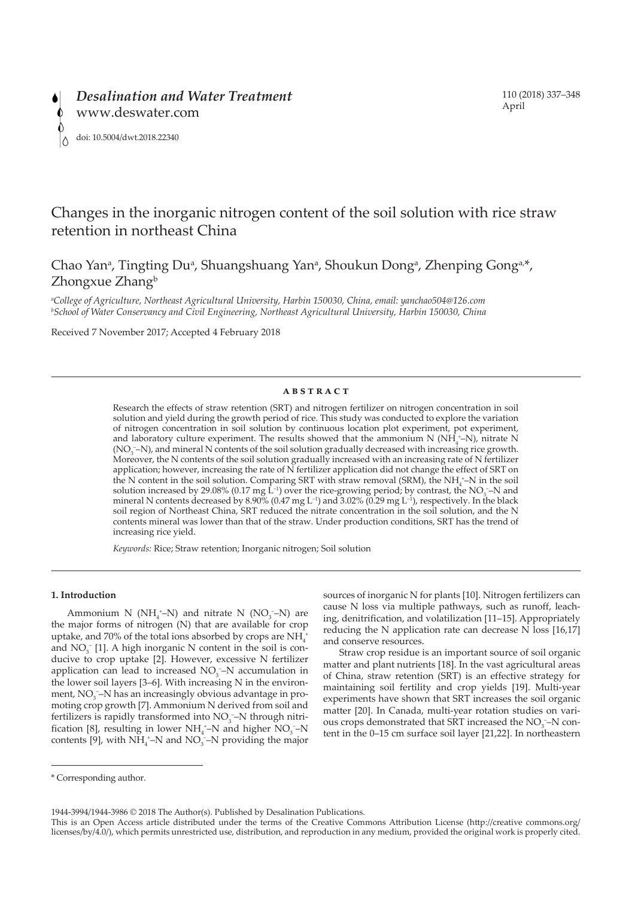*Desalination and Water Treatment*
www.deswater.com

doi: 10.5004/dwt.2018.22340

110 (2018) 337–348
April

# Changes in the inorganic nitrogen content of the soil solution with rice straw retention in northeast China

Chao Yan[a], Tingting Du[a], Shuangshuang Yan[a], Shoukun Dong[a], Zhenping Gong[a,*], Zhongxue Zhang[b]

[a]*College of Agriculture, Northeast Agricultural University, Harbin 150030, China, email: yanchao504@126.com*
[b]*School of Water Conservancy and Civil Engineering, Northeast Agricultural University, Harbin 150030, China*

Received 7 November 2017; Accepted 4 February 2018

## ABSTRACT

Research the effects of straw retention (SRT) and nitrogen fertilizer on nitrogen concentration in soil solution and yield during the growth period of rice. This study was conducted to explore the variation of nitrogen concentration in soil solution by continuous location plot experiment, pot experiment, and laboratory culture experiment. The results showed that the ammonium N ($NH_4^+$–N), nitrate N ($NO_3^-$–N), and mineral N contents of the soil solution gradually decreased with increasing rice growth. Moreover, the N contents of the soil solution gradually increased with an increasing rate of N fertilizer application; however, increasing the rate of N fertilizer application did not change the effect of SRT on the N content in the soil solution. Comparing SRT with straw removal (SRM), the $NH_4^+$–N in the soil solution increased by 29.08% (0.17 mg $L^{-1}$) over the rice-growing period; by contrast, the $NO_3^-$–N and mineral N contents decreased by 8.90% (0.47 mg $L^{-1}$) and 3.02% (0.29 mg $L^{-1}$), respectively. In the black soil region of Northeast China, SRT reduced the nitrate concentration in the soil solution, and the N contents mineral was lower than that of the straw. Under production conditions, SRT has the trend of increasing rice yield.

*Keywords:* Rice; Straw retention; Inorganic nitrogen; Soil solution

## 1. Introduction

Ammonium N ($NH_4^+$–N) and nitrate N ($NO_3^-$–N) are the major forms of nitrogen (N) that are available for crop uptake, and 70% of the total ions absorbed by crops are $NH_4^+$ and $NO_3^-$ [1]. A high inorganic N content in the soil is conducive to crop uptake [2]. However, excessive N fertilizer application can lead to increased $NO_3^-$–N accumulation in the lower soil layers [3–6]. With increasing N in the environment, $NO_3^-$–N has an increasingly obvious advantage in promoting crop growth [7]. Ammonium N derived from soil and fertilizers is rapidly transformed into $NO_3^-$–N through nitrification [8], resulting in lower $NH_4^+$–N and higher $NO_3^-$–N contents [9], with $NH_4^+$–N and $NO_3^-$–N providing the major sources of inorganic N for plants [10]. Nitrogen fertilizers can cause N loss via multiple pathways, such as runoff, leaching, denitrification, and volatilization [11–15]. Appropriately reducing the N application rate can decrease N loss [16,17] and conserve resources.

Straw crop residue is an important source of soil organic matter and plant nutrients [18]. In the vast agricultural areas of China, straw retention (SRT) is an effective strategy for maintaining soil fertility and crop yields [19]. Multi-year experiments have shown that SRT increases the soil organic matter [20]. In Canada, multi-year rotation studies on various crops demonstrated that SRT increased the $NO_3^-$–N content in the 0–15 cm surface soil layer [21,22]. In northeastern

\* Corresponding author.

1944-3994/1944-3986 © 2018 The Author(s). Published by Desalination Publications.
This is an Open Access article distributed under the terms of the Creative Commons Attribution License (http://creative commons.org/licenses/by/4.0/), which permits unrestricted use, distribution, and reproduction in any medium, provided the original work is properly cited.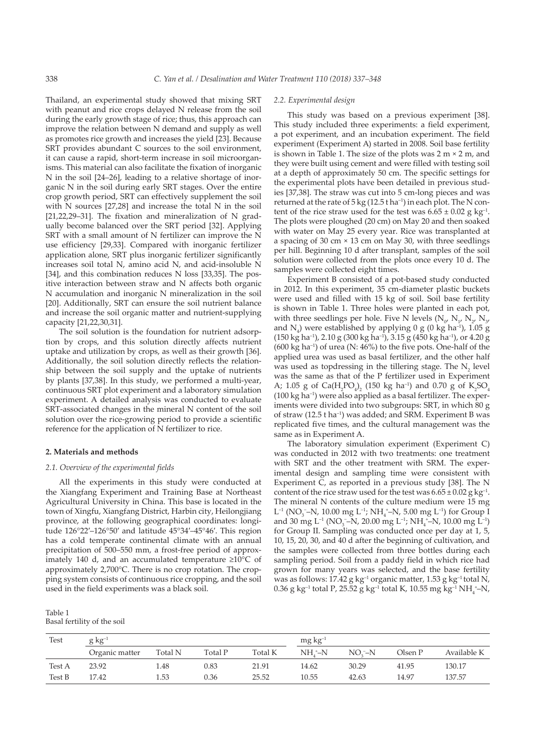Thailand, an experimental study showed that mixing SRT with peanut and rice crops delayed N release from the soil during the early growth stage of rice; thus, this approach can improve the relation between N demand and supply as well as promotes rice growth and increases the yield [23]. Because SRT provides abundant C sources to the soil environment, it can cause a rapid, short-term increase in soil microorganisms. This material can also facilitate the fixation of inorganic N in the soil [24–26], leading to a relative shortage of inorganic N in the soil during early SRT stages. Over the entire crop growth period, SRT can effectively supplement the soil with N sources [27,28] and increase the total N in the soil [21,22,29–31]. The fixation and mineralization of N gradually become balanced over the SRT period [32]. Applying SRT with a small amount of N fertilizer can improve the N use efficiency [29,33]. Compared with inorganic fertilizer application alone, SRT plus inorganic fertilizer significantly increases soil total N, amino acid N, and acid-insoluble N [34], and this combination reduces N loss [33,35]. The positive interaction between straw and N affects both organic N accumulation and inorganic N mineralization in the soil [20]. Additionally, SRT can ensure the soil nutrient balance and increase the soil organic matter and nutrient-supplying capacity [21,22,30,31].

The soil solution is the foundation for nutrient adsorption by crops, and this solution directly affects nutrient uptake and utilization by crops, as well as their growth [36]. Additionally, the soil solution directly reflects the relationship between the soil supply and the uptake of nutrients by plants [37,38]. In this study, we performed a multi-year, continuous SRT plot experiment and a laboratory simulation experiment. A detailed analysis was conducted to evaluate SRT-associated changes in the mineral N content of the soil solution over the rice-growing period to provide a scientific reference for the application of N fertilizer to rice.

## 2. Materials and methods

### 2.1. Overview of the experimental fields

All the experiments in this study were conducted at the Xiangfang Experiment and Training Base at Northeast Agricultural University in China. This base is located in the town of Xingfu, Xiangfang District, Harbin city, Heilongjiang province, at the following geographical coordinates: longitude 126°22′–126°50′ and latitude 45°34′–45°46′. This region has a cold temperate continental climate with an annual precipitation of 500–550 mm, a frost-free period of approximately 140 d, and an accumulated temperature ≥10°C of approximately 2,700°C. There is no crop rotation. The cropping system consists of continuous rice cropping, and the soil used in the field experiments was a black soil.

### 2.2. Experimental design

This study was based on a previous experiment [38]. This study included three experiments: a field experiment, a pot experiment, and an incubation experiment. The field experiment (Experiment A) started in 2008. Soil base fertility is shown in Table 1. The size of the plots was 2 m × 2 m, and they were built using cement and were filled with testing soil at a depth of approximately 50 cm. The specific settings for the experimental plots have been detailed in previous studies [37,38]. The straw was cut into 5 cm-long pieces and was returned at the rate of 5 kg (12.5 t ha$^{-1}$) in each plot. The N content of the rice straw used for the test was 6.65 ± 0.02 g kg$^{-1}$. The plots were ploughed (20 cm) on May 20 and then soaked with water on May 25 every year. Rice was transplanted at a spacing of 30 cm × 13 cm on May 30, with three seedlings per hill. Beginning 10 d after transplant, samples of the soil solution were collected from the plots once every 10 d. The samples were collected eight times.

Experiment B consisted of a pot-based study conducted in 2012. In this experiment, 35 cm-diameter plastic buckets were used and filled with 15 kg of soil. Soil base fertility is shown in Table 1. Three holes were planted in each pot, with three seedlings per hole. Five N levels ($N_0$, $N_1$, $N_2$, $N_3$, and $N_4$) were established by applying 0 g (0 kg ha$^{-1}$), 1.05 g (150 kg ha$^{-1}$), 2.10 g (300 kg ha$^{-1}$), 3.15 g (450 kg ha$^{-1}$), or 4.20 g (600 kg ha$^{-1}$) of urea (N: 46%) to the five pots. One-half of the applied urea was used as basal fertilizer, and the other half was used as topdressing in the tillering stage. The $N_2$ level was the same as that of the P fertilizer used in Experiment A; 1.05 g of $Ca(H_2PO_4)_2$ (150 kg ha$^{-1}$) and 0.70 g of $K_2SO_4$ (100 kg ha$^{-1}$) were also applied as a basal fertilizer. The experiments were divided into two subgroups: SRT, in which 80 g of straw (12.5 t ha$^{-1}$) was added; and SRM. Experiment B was replicated five times, and the cultural management was the same as in Experiment A.

The laboratory simulation experiment (Experiment C) was conducted in 2012 with two treatments: one treatment with SRT and the other treatment with SRM. The experimental design and sampling time were consistent with Experiment C, as reported in a previous study [38]. The N content of the rice straw used for the test was 6.65 ± 0.02 g kg$^{-1}$. The mineral N contents of the culture medium were 15 mg L$^{-1}$ ($NO_3^-$–N, 10.00 mg L$^{-1}$; $NH_4^+$–N, 5.00 mg L$^{-1}$) for Group I and 30 mg L$^{-1}$ ($NO_3^-$–N, 20.00 mg L$^{-1}$; $NH_4^+$–N, 10.00 mg L$^{-1}$) for Group II. Sampling was conducted once per day at 1, 5, 10, 15, 20, 30, and 40 d after the beginning of cultivation, and the samples were collected from three bottles during each sampling period. Soil from a paddy field in which rice had grown for many years was selected, and the base fertility was as follows: 17.42 g kg$^{-1}$ organic matter, 1.53 g kg$^{-1}$ total N, 0.36 g kg$^{-1}$ total P, 25.52 g kg$^{-1}$ total K, 10.55 mg kg$^{-1}$ $NH_4^+$–N,

Table 1
Basal fertility of the soil

| Test | g kg$^{-1}$ | | | | mg kg$^{-1}$ | | | |
|---|---|---|---|---|---|---|---|---|
| | Organic matter | Total N | Total P | Total K | $NH_4^+$–N | $NO_3^-$–N | Olsen P | Available K |
| Test A | 23.92 | 1.48 | 0.83 | 21.91 | 14.62 | 30.29 | 41.95 | 130.17 |
| Test B | 17.42 | 1.53 | 0.36 | 25.52 | 10.55 | 42.63 | 14.97 | 137.57 |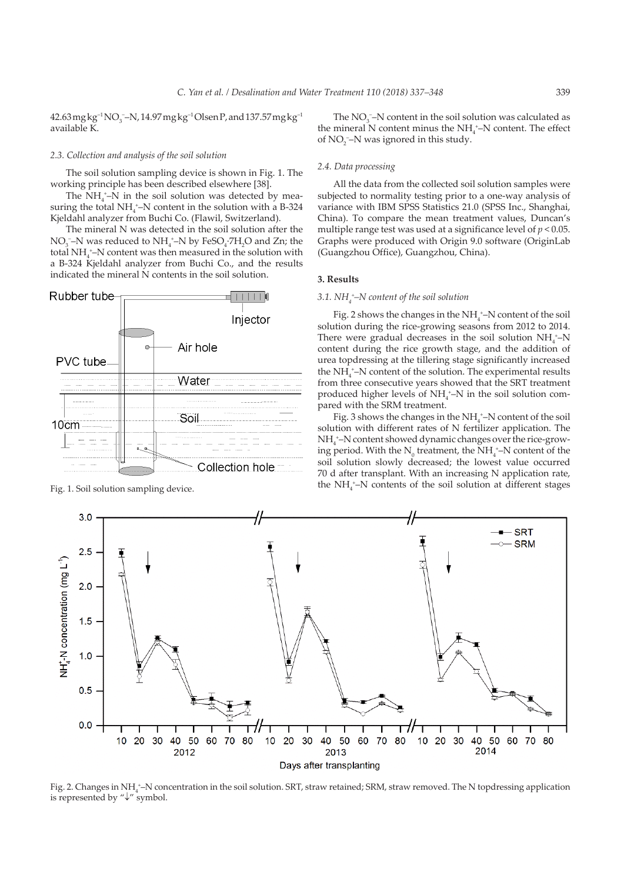42.63 mg kg$^{-1}$ $NO_3^-$–N, 14.97 mg kg$^{-1}$ Olsen P, and 137.57 mg kg$^{-1}$ available K.

### 2.3. Collection and analysis of the soil solution

The soil solution sampling device is shown in Fig. 1. The working principle has been described elsewhere [38].

The $NH_4^+$–N in the soil solution was detected by measuring the total $NH_4^+$–N content in the solution with a B-324 Kjeldahl analyzer from Buchi Co. (Flawil, Switzerland).

The mineral N was detected in the soil solution after the $NO_3^-$–N was reduced to $NH_4^+$–N by $FeSO_4 \cdot 7H_2O$ and Zn; the total $NH_4^+$–N content was then measured in the solution with a B-324 Kjeldahl analyzer from Buchi Co., and the results indicated the mineral N contents in the soil solution.

Fig. 1. Soil solution sampling device.

The $NO_3^-$–N content in the soil solution was calculated as the mineral N content minus the $NH_4^+$–N content. The effect of $NO_2^-$–N was ignored in this study.

### 2.4. Data processing

All the data from the collected soil solution samples were subjected to normality testing prior to a one-way analysis of variance with IBM SPSS Statistics 21.0 (SPSS Inc., Shanghai, China). To compare the mean treatment values, Duncan's multiple range test was used at a significance level of $p < 0.05$. Graphs were produced with Origin 9.0 software (OriginLab (Guangzhou Office), Guangzhou, China).

## 3. Results

### 3.1. $NH_4^+$–N content of the soil solution

Fig. 2 shows the changes in the $NH_4^+$–N content of the soil solution during the rice-growing seasons from 2012 to 2014. There were gradual decreases in the soil solution $NH_4^+$–N content during the rice growth stage, and the addition of urea topdressing at the tillering stage significantly increased the $NH_4^+$–N content of the solution. The experimental results from three consecutive years showed that the SRT treatment produced higher levels of $NH_4^+$–N in the soil solution compared with the SRM treatment.

Fig. 3 shows the changes in the $NH_4^+$–N content of the soil solution with different rates of N fertilizer application. The $NH_4^+$–N content showed dynamic changes over the rice-growing period. With the $N_0$ treatment, the $NH_4^+$–N content of the soil solution slowly decreased; the lowest value occurred 70 d after transplant. With an increasing N application rate, the $NH_4^+$–N contents of the soil solution at different stages

Fig. 2. Changes in $NH_4^+$–N concentration in the soil solution. SRT, straw retained; SRM, straw removed. The N topdressing application is represented by "↓" symbol.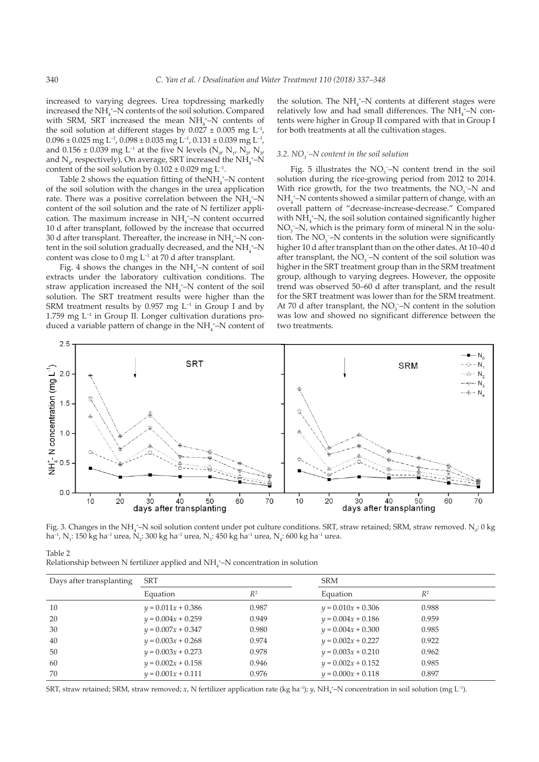increased to varying degrees. Urea topdressing markedly increased the $NH_4^+$–N contents of the soil solution. Compared with SRM, SRT increased the mean $NH_4^+$–N contents of the soil solution at different stages by 0.027 ± 0.005 mg $L^{-1}$, 0.096 ± 0.025 mg $L^{-1}$, 0.098 ± 0.035 mg $L^{-1}$, 0.131 ± 0.039 mg $L^{-1}$, and 0.156 ± 0.039 mg $L^{-1}$ at the five N levels ($N_0$, $N_1$, $N_2$, $N_3$, and $N_4$, respectively). On average, SRT increased the $NH_4^+$–N content of the soil solution by 0.102 ± 0.029 mg $L^{-1}$.

Table 2 shows the equation fitting of the$NH_4^+$–N content of the soil solution with the changes in the urea application rate. There was a positive correlation between the $NH_4^+$–N content of the soil solution and the rate of N fertilizer application. The maximum increase in $NH_4^+$–N content occurred 10 d after transplant, followed by the increase that occurred 30 d after transplant. Thereafter, the increase in $NH_4^+$–N content in the soil solution gradually decreased, and the $NH_4^+$–N content was close to 0 mg $L^{-1}$ at 70 d after transplant.

Fig. 4 shows the changes in the $NH_4^+$–N content of soil extracts under the laboratory cultivation conditions. The straw application increased the $NH_4^+$–N content of the soil solution. The SRT treatment results were higher than the SRM treatment results by 0.957 mg $L^{-1}$ in Group I and by 1.759 mg $L^{-1}$ in Group II. Longer cultivation durations produced a variable pattern of change in the $NH_4^+$–N content of the solution. The $NH_4^+$–N contents at different stages were relatively low and had small differences. The $NH_4^+$–N contents were higher in Group II compared with that in Group I for both treatments at all the cultivation stages.

### 3.2. $NO_3^-$–N content in the soil solution

Fig. 5 illustrates the $NO_3^-$–N content trend in the soil solution during the rice-growing period from 2012 to 2014. With rice growth, for the two treatments, the $NO_3^-$–N and $NH_4^+$–N contents showed a similar pattern of change, with an overall pattern of "decrease-increase-decrease." Compared with $NH_4^+$–N, the soil solution contained significantly higher $NO_3^-$–N, which is the primary form of mineral N in the solution. The $NO_3^-$–N contents in the solution were significantly higher 10 d after transplant than on the other dates. At 10–40 d after transplant, the $NO_3^-$–N content of the soil solution was higher in the SRT treatment group than in the SRM treatment group, although to varying degrees. However, the opposite trend was observed 50–60 d after transplant, and the result for the SRT treatment was lower than for the SRM treatment. At 70 d after transplant, the $NO_3^-$–N content in the solution was low and showed no significant difference between the two treatments.

Fig. 3. Changes in the $NH_4^+$–N soil solution content under pot culture conditions. SRT, straw retained; SRM, straw removed. $N_0$: 0 kg $ha^{-1}$, $N_1$: 150 kg $ha^{-1}$ urea, $N_2$: 300 kg $ha^{-1}$ urea, $N_3$: 450 kg $ha^{-1}$ urea, $N_4$: 600 kg $ha^{-1}$ urea.

Table 2
Relationship between N fertilizer applied and $NH_4^+$–N concentration in solution

| Days after transplanting | SRT | | SRM | |
|---|---|---|---|---|
| | Equation | $R^2$ | Equation | $R^2$ |
| 10 | $y = 0.011x + 0.386$ | 0.987 | $y = 0.010x + 0.306$ | 0.988 |
| 20 | $y = 0.004x + 0.259$ | 0.949 | $y = 0.004x + 0.186$ | 0.959 |
| 30 | $y = 0.007x + 0.347$ | 0.980 | $y = 0.004x + 0.300$ | 0.985 |
| 40 | $y = 0.003x + 0.268$ | 0.974 | $y = 0.002x + 0.227$ | 0.922 |
| 50 | $y = 0.003x + 0.273$ | 0.978 | $y = 0.003x + 0.210$ | 0.962 |
| 60 | $y = 0.002x + 0.158$ | 0.946 | $y = 0.002x + 0.152$ | 0.985 |
| 70 | $y = 0.001x + 0.111$ | 0.976 | $y = 0.000x + 0.118$ | 0.897 |

SRT, straw retained; SRM, straw removed; $x$, N fertilizer application rate (kg $ha^{-1}$); $y$, $NH_4^+$–N concentration in soil solution (mg $L^{-1}$).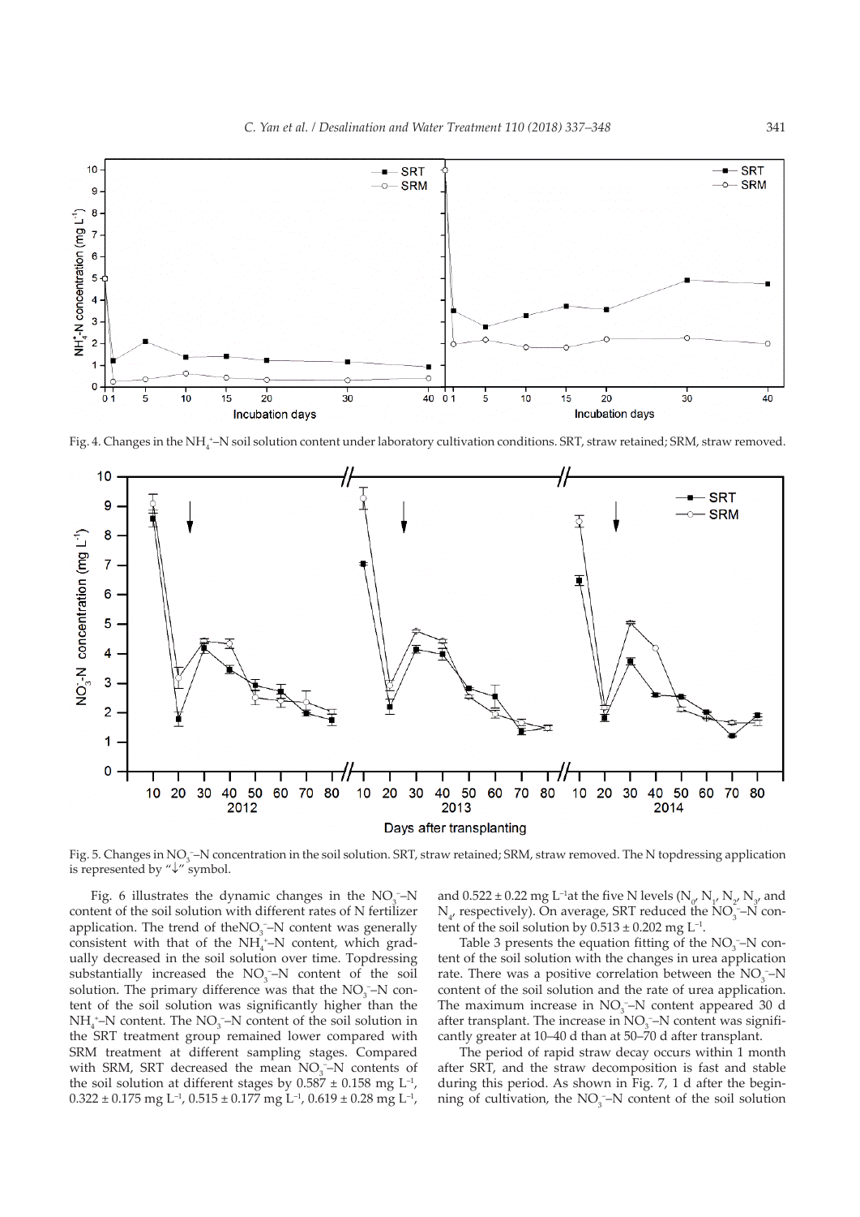Fig. 4. Changes in the $NH_4^+$–N soil solution content under laboratory cultivation conditions. SRT, straw retained; SRM, straw removed.

Fig. 5. Changes in $NO_3^-$–N concentration in the soil solution. SRT, straw retained; SRM, straw removed. The N topdressing application is represented by "↓" symbol.

Fig. 6 illustrates the dynamic changes in the $NO_3^-$–N content of the soil solution with different rates of N fertilizer application. The trend of the $NO_3^-$–N content was generally consistent with that of the $NH_4^+$–N content, which gradually decreased in the soil solution over time. Topdressing substantially increased the $NO_3^-$–N content of the soil solution. The primary difference was that the $NO_3^-$–N content of the soil solution was significantly higher than the $NH_4^+$–N content. The $NO_3^-$–N content of the soil solution in the SRT treatment group remained lower compared with SRM treatment at different sampling stages. Compared with SRM, SRT decreased the mean $NO_3^-$–N contents of the soil solution at different stages by 0.587 ± 0.158 mg $L^{-1}$, 0.322 ± 0.175 mg $L^{-1}$, 0.515 ± 0.177 mg $L^{-1}$, 0.619 ± 0.28 mg $L^{-1}$, and 0.522 ± 0.22 mg $L^{-1}$ at the five N levels ($N_0$, $N_1$, $N_2$, $N_3$, and $N_4$, respectively). On average, SRT reduced the $NO_3^-$–N content of the soil solution by 0.513 ± 0.202 mg $L^{-1}$.

Table 3 presents the equation fitting of the $NO_3^-$–N content of the soil solution with the changes in urea application rate. There was a positive correlation between the $NO_3^-$–N content of the soil solution and the rate of urea application. The maximum increase in $NO_3^-$–N content appeared 30 d after transplant. The increase in $NO_3^-$–N content was significantly greater at 10–40 d than at 50–70 d after transplant.

The period of rapid straw decay occurs within 1 month after SRT, and the straw decomposition is fast and stable during this period. As shown in Fig. 7, 1 d after the beginning of cultivation, the $NO_3^-$–N content of the soil solution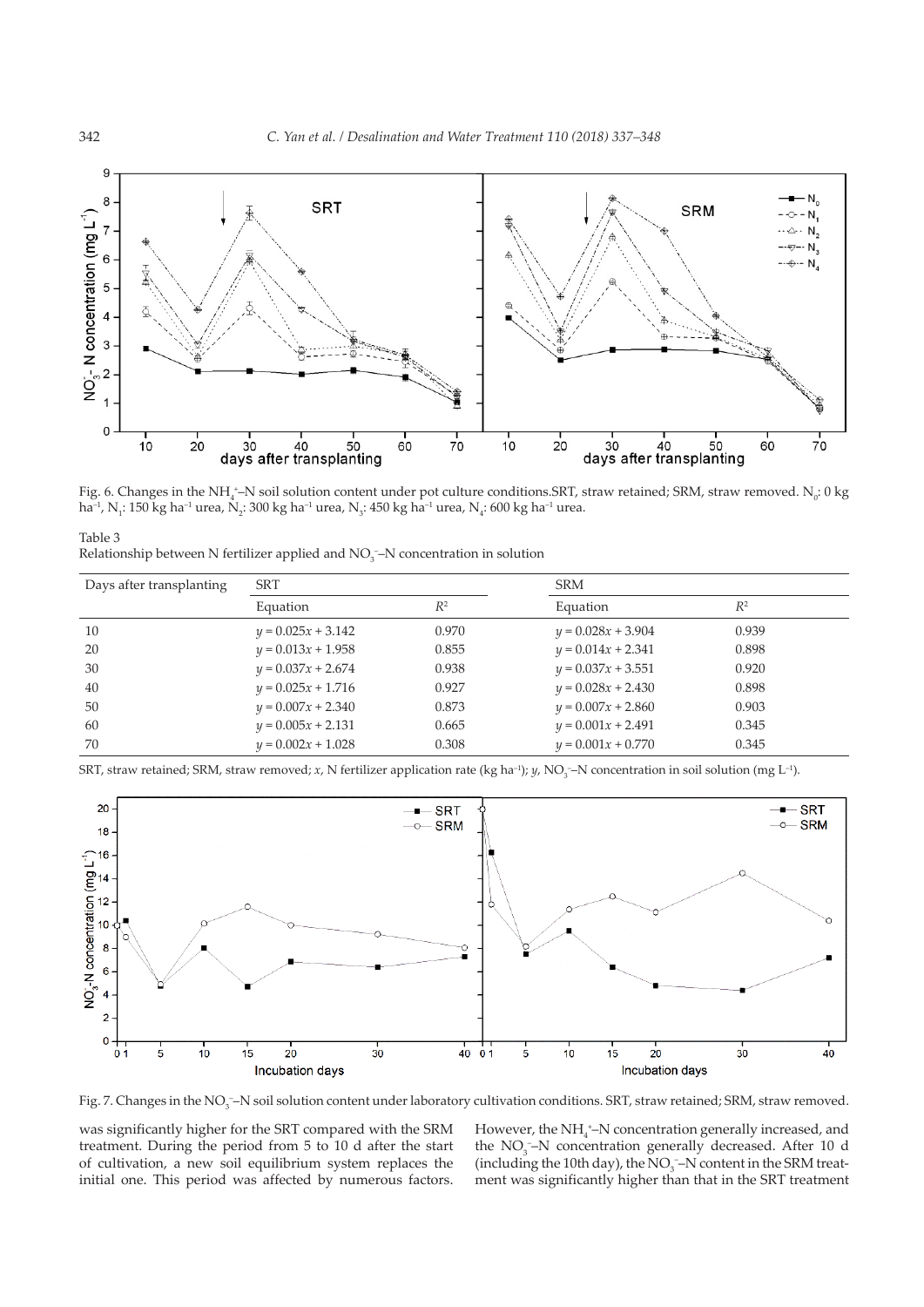Fig. 6. Changes in the $NH_4^+$–N soil solution content under pot culture conditions.SRT, straw retained; SRM, straw removed. $N_0$: 0 kg ha$^{-1}$, $N_1$: 150 kg ha$^{-1}$ urea, $N_2$: 300 kg ha$^{-1}$ urea, $N_3$: 450 kg ha$^{-1}$ urea, $N_4$: 600 kg ha$^{-1}$ urea.

Table 3
Relationship between N fertilizer applied and $NO_3^-$–N concentration in solution

| Days after transplanting | SRT | | SRM | |
|---|---|---|---|---|
| | Equation | $R^2$ | Equation | $R^2$ |
| 10 | $y = 0.025x + 3.142$ | 0.970 | $y = 0.028x + 3.904$ | 0.939 |
| 20 | $y = 0.013x + 1.958$ | 0.855 | $y = 0.014x + 2.341$ | 0.898 |
| 30 | $y = 0.037x + 2.674$ | 0.938 | $y = 0.037x + 3.551$ | 0.920 |
| 40 | $y = 0.025x + 1.716$ | 0.927 | $y = 0.028x + 2.430$ | 0.898 |
| 50 | $y = 0.007x + 2.340$ | 0.873 | $y = 0.007x + 2.860$ | 0.903 |
| 60 | $y = 0.005x + 2.131$ | 0.665 | $y = 0.001x + 2.491$ | 0.345 |
| 70 | $y = 0.002x + 1.028$ | 0.308 | $y = 0.001x + 0.770$ | 0.345 |

SRT, straw retained; SRM, straw removed; $x$, N fertilizer application rate (kg ha$^{-1}$); $y$, $NO_3^-$–N concentration in soil solution (mg L$^{-1}$).

Fig. 7. Changes in the $NO_3^-$–N soil solution content under laboratory cultivation conditions. SRT, straw retained; SRM, straw removed.

was significantly higher for the SRT compared with the SRM treatment. During the period from 5 to 10 d after the start of cultivation, a new soil equilibrium system replaces the initial one. This period was affected by numerous factors. However, the $NH_4^+$–N concentration generally increased, and the $NO_3^-$–N concentration generally decreased. After 10 d (including the 10th day), the $NO_3^-$–N content in the SRM treatment was significantly higher than that in the SRT treatment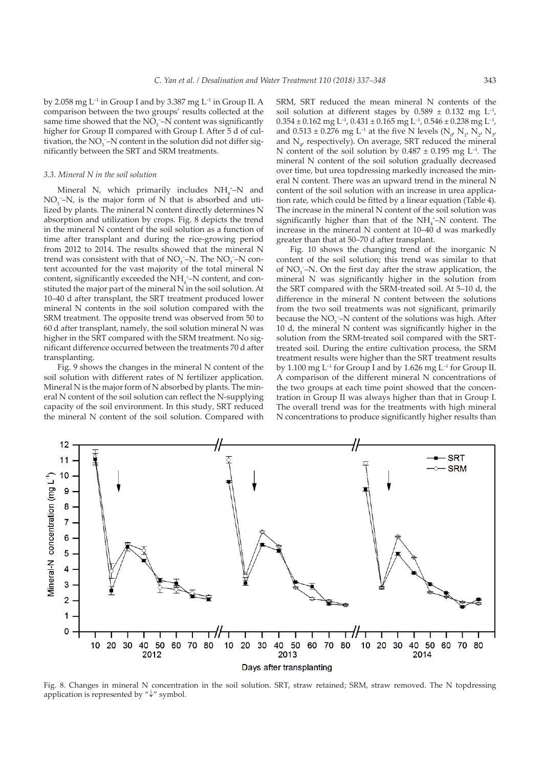by 2.058 mg $L^{-1}$ in Group I and by 3.387 mg $L^{-1}$ in Group II. A comparison between the two groups' results collected at the same time showed that the $NO_3^-$–N content was significantly higher for Group II compared with Group I. After 5 d of cultivation, the $NO_3^-$–N content in the solution did not differ significantly between the SRT and SRM treatments.

### *3.3. Mineral N in the soil solution*

Mineral N, which primarily includes $NH_4^+$–N and $NO_3^-$–N, is the major form of N that is absorbed and utilized by plants. The mineral N content directly determines N absorption and utilization by crops. Fig. 8 depicts the trend in the mineral N content of the soil solution as a function of time after transplant and during the rice-growing period from 2012 to 2014. The results showed that the mineral N trend was consistent with that of $NO_3^-$–N. The $NO_3^-$–N content accounted for the vast majority of the total mineral N content, significantly exceeded the $NH_4^+$–N content, and constituted the major part of the mineral N in the soil solution. At 10–40 d after transplant, the SRT treatment produced lower mineral N contents in the soil solution compared with the SRM treatment. The opposite trend was observed from 50 to 60 d after transplant, namely, the soil solution mineral N was higher in the SRT compared with the SRM treatment. No significant difference occurred between the treatments 70 d after transplanting.

Fig. 9 shows the changes in the mineral N content of the soil solution with different rates of N fertilizer application. Mineral N is the major form of N absorbed by plants. The mineral N content of the soil solution can reflect the N-supplying capacity of the soil environment. In this study, SRT reduced the mineral N content of the soil solution. Compared with SRM, SRT reduced the mean mineral N contents of the soil solution at different stages by 0.589 ± 0.132 mg $L^{-1}$, 0.354 ± 0.162 mg $L^{-1}$, 0.431 ± 0.165 mg $L^{-1}$, 0.546 ± 0.238 mg $L^{-1}$, and 0.513 ± 0.276 mg $L^{-1}$ at the five N levels ($N_0$, $N_1$, $N_2$, $N_3$, and $N_4$, respectively). On average, SRT reduced the mineral N content of the soil solution by 0.487 ± 0.195 mg $L^{-1}$. The mineral N content of the soil solution gradually decreased over time, but urea topdressing markedly increased the mineral N content. There was an upward trend in the mineral N content of the soil solution with an increase in urea application rate, which could be fitted by a linear equation (Table 4). The increase in the mineral N content of the soil solution was significantly higher than that of the $NH_4^+$–N content. The increase in the mineral N content at 10–40 d was markedly greater than that at 50–70 d after transplant.

Fig. 10 shows the changing trend of the inorganic N content of the soil solution; this trend was similar to that of $NO_3^-$–N. On the first day after the straw application, the mineral N was significantly higher in the solution from the SRT compared with the SRM-treated soil. At 5–10 d, the difference in the mineral N content between the solutions from the two soil treatments was not significant, primarily because the $NO_3^-$–N content of the solutions was high. After 10 d, the mineral N content was significantly higher in the solution from the SRM-treated soil compared with the SRT-treated soil. During the entire cultivation process, the SRM treatment results were higher than the SRT treatment results by 1.100 mg $L^{-1}$ for Group I and by 1.626 mg $L^{-1}$ for Group II. A comparison of the different mineral N concentrations of the two groups at each time point showed that the concentration in Group II was always higher than that in Group I. The overall trend was for the treatments with high mineral N concentrations to produce significantly higher results than

Fig. 8. Changes in mineral N concentration in the soil solution. SRT, straw retained; SRM, straw removed. The N topdressing application is represented by "↓" symbol.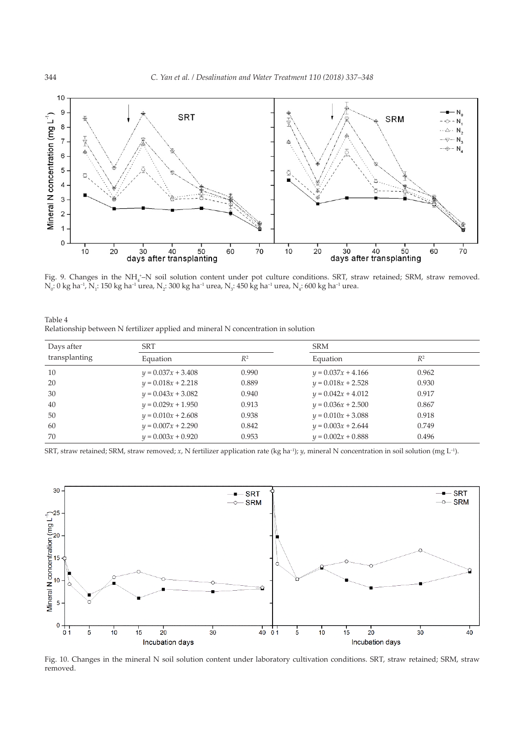Fig. 9. Changes in the $NH_4^+$–N soil solution content under pot culture conditions. SRT, straw retained; SRM, straw removed. $N_0$: 0 kg ha$^{-1}$, $N_1$: 150 kg ha$^{-1}$ urea, $N_2$: 300 kg ha$^{-1}$ urea, $N_3$: 450 kg ha$^{-1}$ urea, $N_4$: 600 kg ha$^{-1}$ urea.

Table 4
Relationship between N fertilizer applied and mineral N concentration in solution

| Days after transplanting | SRT | | SRM | |
|---|---|---|---|---|
| | Equation | $R^2$ | Equation | $R^2$ |
| 10 | $y = 0.037x + 3.408$ | 0.990 | $y = 0.037x + 4.166$ | 0.962 |
| 20 | $y = 0.018x + 2.218$ | 0.889 | $y = 0.018x + 2.528$ | 0.930 |
| 30 | $y = 0.043x + 3.082$ | 0.940 | $y = 0.042x + 4.012$ | 0.917 |
| 40 | $y = 0.029x + 1.950$ | 0.913 | $y = 0.036x + 2.500$ | 0.867 |
| 50 | $y = 0.010x + 2.608$ | 0.938 | $y = 0.010x + 3.088$ | 0.918 |
| 60 | $y = 0.007x + 2.290$ | 0.842 | $y = 0.003x + 2.644$ | 0.749 |
| 70 | $y = 0.003x + 0.920$ | 0.953 | $y = 0.002x + 0.888$ | 0.496 |

SRT, straw retained; SRM, straw removed; $x$, N fertilizer application rate (kg ha$^{-1}$); $y$, mineral N concentration in soil solution (mg L$^{-1}$).

Fig. 10. Changes in the mineral N soil solution content under laboratory cultivation conditions. SRT, straw retained; SRM, straw removed.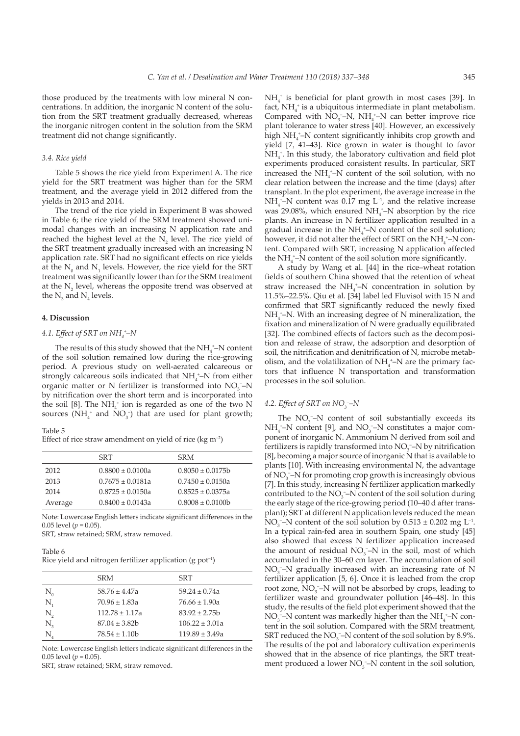those produced by the treatments with low mineral N concentrations. In addition, the inorganic N content of the solution from the SRT treatment gradually decreased, whereas the inorganic nitrogen content in the solution from the SRM treatment did not change significantly.

### 3.4. Rice yield

Table 5 shows the rice yield from Experiment A. The rice yield for the SRT treatment was higher than for the SRM treatment, and the average yield in 2012 differed from the yields in 2013 and 2014.

The trend of the rice yield in Experiment B was showed in Table 6; the rice yield of the SRM treatment showed unimodal changes with an increasing N application rate and reached the highest level at the $N_2$ level. The rice yield of the SRT treatment gradually increased with an increasing N application rate. SRT had no significant effects on rice yields at the $N_0$ and $N_1$ levels. However, the rice yield for the SRT treatment was significantly lower than for the SRM treatment at the $N_2$ level, whereas the opposite trend was observed at the $N_3$ and $N_4$ levels.

## 4. Discussion

### 4.1. Effect of SRT on $NH_4^+$–N

The results of this study showed that the $NH_4^+$–N content of the soil solution remained low during the rice-growing period. A previous study on well-aerated calcareous or strongly calcareous soils indicated that $NH_4^+$–N from either organic matter or N fertilizer is transformed into $NO_3^-$–N by nitrification over the short term and is incorporated into the soil [8]. The $NH_4^+$ ion is regarded as one of the two N sources ($NH_4^+$ and $NO_3^-$) that are used for plant growth; $NH_4^+$ is beneficial for plant growth in most cases [39]. In fact, $NH_4^+$ is a ubiquitous intermediate in plant metabolism. Compared with $NO_3^-$–N, $NH_4^+$–N can better improve rice plant tolerance to water stress [40]. However, an excessively high $NH_4^+$–N content significantly inhibits crop growth and yield [7, 41–43]. Rice grown in water is thought to favor $NH_4^+$. In this study, the laboratory cultivation and field plot experiments produced consistent results. In particular, SRT increased the $NH_4^+$–N content of the soil solution, with no clear relation between the increase and the time (days) after transplant. In the plot experiment, the average increase in the $NH_4^+$–N content was 0.17 mg $L^{-1}$, and the relative increase was 29.08%, which ensured $NH_4^+$–N absorption by the rice plants. An increase in N fertilizer application resulted in a gradual increase in the $NH_4^+$–N content of the soil solution; however, it did not alter the effect of SRT on the $NH_4^+$–N content. Compared with SRT, increasing N application affected the $NH_4^+$–N content of the soil solution more significantly.

A study by Wang et al. [44] in the rice–wheat rotation fields of southern China showed that the retention of wheat straw increased the $NH_4^+$–N concentration in solution by 11.5%–22.5%. Qiu et al. [34] label led Fluvisol with 15 N and confirmed that SRT significantly reduced the newly fixed $NH_4^+$–N. With an increasing degree of N mineralization, the fixation and mineralization of N were gradually equilibrated [32]. The combined effects of factors such as the decomposition and release of straw, the adsorption and desorption of soil, the nitrification and denitrification of N, microbe metabolism, and the volatilization of $NH_4^+$–N are the primary factors that influence N transportation and transformation processes in the soil solution.

Table 5
Effect of rice straw amendment on yield of rice (kg $m^{-2}$)

| | SRT | SRM |
|---|---|---|
| 2012 | 0.8800 ± 0.0100a | 0.8050 ± 0.0175b |
| 2013 | 0.7675 ± 0.0181a | 0.7450 ± 0.0150a |
| 2014 | 0.8725 ± 0.0150a | 0.8525 ± 0.0375a |
| Average | 0.8400 ± 0.0143a | 0.8008 ± 0.0100b |

Note: Lowercase English letters indicate significant differences in the 0.05 level ($p = 0.05$).
SRT, straw retained; SRM, straw removed.

Table 6
Rice yield and nitrogen fertilizer application (g $pot^{-1}$)

| | SRM | SRT |
|---|---|---|
| $N_0$ | 58.76 ± 4.47a | 59.24 ± 0.74a |
| $N_1$ | 70.96 ± 1.83a | 76.66 ± 1.90a |
| $N_2$ | 112.78 ± 1.17a | 83.92 ± 2.75b |
| $N_3$ | 87.04 ± 3.82b | 106.22 ± 3.01a |
| $N_4$ | 78.54 ± 1.10b | 119.89 ± 3.49a |

Note: Lowercase English letters indicate significant differences in the 0.05 level ($p = 0.05$).
SRT, straw retained; SRM, straw removed.

### 4.2. Effect of SRT on $NO_3^-$–N

The $NO_3^-$–N content of soil substantially exceeds its $NH_4^+$–N content [9], and $NO_3^-$–N constitutes a major component of inorganic N. Ammonium N derived from soil and fertilizers is rapidly transformed into $NO_3^-$–N by nitrification [8], becoming a major source of inorganic N that is available to plants [10]. With increasing environmental N, the advantage of $NO_3^-$–N for promoting crop growth is increasingly obvious [7]. In this study, increasing N fertilizer application markedly contributed to the $NO_3^-$–N content of the soil solution during the early stage of the rice-growing period (10–40 d after transplant); SRT at different N application levels reduced the mean $NO_3^-$–N content of the soil solution by 0.513 ± 0.202 mg $L^{-1}$. In a typical rain-fed area in southern Spain, one study [45] also showed that excess N fertilizer application increased the amount of residual $NO_3^-$–N in the soil, most of which accumulated in the 30–60 cm layer. The accumulation of soil $NO_3^-$–N gradually increased with an increasing rate of N fertilizer application [5, 6]. Once it is leached from the crop root zone, $NO_3^-$–N will not be absorbed by crops, leading to fertilizer waste and groundwater pollution [46–48]. In this study, the results of the field plot experiment showed that the $NO_3^-$–N content was markedly higher than the $NH_4^+$–N content in the soil solution. Compared with the SRM treatment, SRT reduced the $NO_3^-$–N content of the soil solution by 8.9%. The results of the pot and laboratory cultivation experiments showed that in the absence of rice plantings, the SRT treatment produced a lower $NO_3^-$–N content in the soil solution,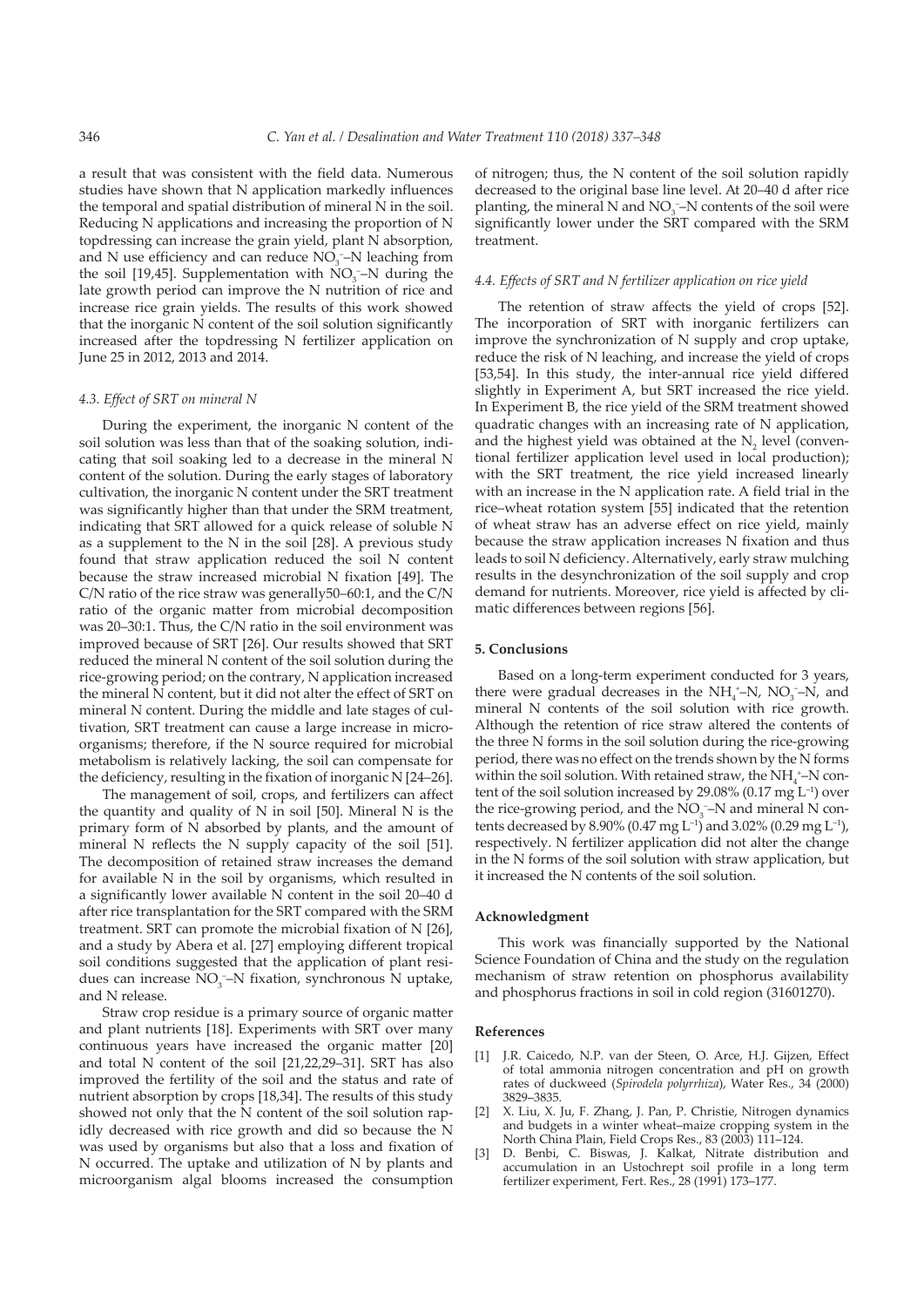a result that was consistent with the field data. Numerous studies have shown that N application markedly influences the temporal and spatial distribution of mineral N in the soil. Reducing N applications and increasing the proportion of N topdressing can increase the grain yield, plant N absorption, and N use efficiency and can reduce $NO_3^-$–N leaching from the soil [19,45]. Supplementation with $NO_3^-$–N during the late growth period can improve the N nutrition of rice and increase rice grain yields. The results of this work showed that the inorganic N content of the soil solution significantly increased after the topdressing N fertilizer application on June 25 in 2012, 2013 and 2014.

### *4.3. Effect of SRT on mineral N*

During the experiment, the inorganic N content of the soil solution was less than that of the soaking solution, indicating that soil soaking led to a decrease in the mineral N content of the solution. During the early stages of laboratory cultivation, the inorganic N content under the SRT treatment was significantly higher than that under the SRM treatment, indicating that SRT allowed for a quick release of soluble N as a supplement to the N in the soil [28]. A previous study found that straw application reduced the soil N content because the straw increased microbial N fixation [49]. The C/N ratio of the rice straw was generally50–60:1, and the C/N ratio of the organic matter from microbial decomposition was 20–30:1. Thus, the C/N ratio in the soil environment was improved because of SRT [26]. Our results showed that SRT reduced the mineral N content of the soil solution during the rice-growing period; on the contrary, N application increased the mineral N content, but it did not alter the effect of SRT on mineral N content. During the middle and late stages of cultivation, SRT treatment can cause a large increase in microorganisms; therefore, if the N source required for microbial metabolism is relatively lacking, the soil can compensate for the deficiency, resulting in the fixation of inorganic N [24–26].

The management of soil, crops, and fertilizers can affect the quantity and quality of N in soil [50]. Mineral N is the primary form of N absorbed by plants, and the amount of mineral N reflects the N supply capacity of the soil [51]. The decomposition of retained straw increases the demand for available N in the soil by organisms, which resulted in a significantly lower available N content in the soil 20–40 d after rice transplantation for the SRT compared with the SRM treatment. SRT can promote the microbial fixation of N [26], and a study by Abera et al. [27] employing different tropical soil conditions suggested that the application of plant residues can increase $NO_3^-$–N fixation, synchronous N uptake, and N release.

Straw crop residue is a primary source of organic matter and plant nutrients [18]. Experiments with SRT over many continuous years have increased the organic matter [20] and total N content of the soil [21,22,29–31]. SRT has also improved the fertility of the soil and the status and rate of nutrient absorption by crops [18,34]. The results of this study showed not only that the N content of the soil solution rapidly decreased with rice growth and did so because the N was used by organisms but also that a loss and fixation of N occurred. The uptake and utilization of N by plants and microorganism algal blooms increased the consumption of nitrogen; thus, the N content of the soil solution rapidly decreased to the original base line level. At 20–40 d after rice planting, the mineral N and $NO_3^-$–N contents of the soil were significantly lower under the SRT compared with the SRM treatment.

### *4.4. Effects of SRT and N fertilizer application on rice yield*

The retention of straw affects the yield of crops [52]. The incorporation of SRT with inorganic fertilizers can improve the synchronization of N supply and crop uptake, reduce the risk of N leaching, and increase the yield of crops [53,54]. In this study, the inter-annual rice yield differed slightly in Experiment A, but SRT increased the rice yield. In Experiment B, the rice yield of the SRM treatment showed quadratic changes with an increasing rate of N application, and the highest yield was obtained at the $N_2$ level (conventional fertilizer application level used in local production); with the SRT treatment, the rice yield increased linearly with an increase in the N application rate. A field trial in the rice–wheat rotation system [55] indicated that the retention of wheat straw has an adverse effect on rice yield, mainly because the straw application increases N fixation and thus leads to soil N deficiency. Alternatively, early straw mulching results in the desynchronization of the soil supply and crop demand for nutrients. Moreover, rice yield is affected by climatic differences between regions [56].

## 5. Conclusions

Based on a long-term experiment conducted for 3 years, there were gradual decreases in the $NH_4^+$–N, $NO_3^-$–N, and mineral N contents of the soil solution with rice growth. Although the retention of rice straw altered the contents of the three N forms in the soil solution during the rice-growing period, there was no effect on the trends shown by the N forms within the soil solution. With retained straw, the $NH_4^+$–N content of the soil solution increased by 29.08% (0.17 mg $L^{-1}$) over the rice-growing period, and the $NO_3^-$–N and mineral N contents decreased by 8.90% (0.47 mg $L^{-1}$) and 3.02% (0.29 mg $L^{-1}$), respectively. N fertilizer application did not alter the change in the N forms of the soil solution with straw application, but it increased the N contents of the soil solution.

## Acknowledgment

This work was financially supported by the National Science Foundation of China and the study on the regulation mechanism of straw retention on phosphorus availability and phosphorus fractions in soil in cold region (31601270).

## References

[1] J.R. Caicedo, N.P. van der Steen, O. Arce, H.J. Gijzen, Effect of total ammonia nitrogen concentration and pH on growth rates of duckweed (*Spirodela polyrrhiza*), Water Res., 34 (2000) 3829–3835.

[2] X. Liu, X. Ju, F. Zhang, J. Pan, P. Christie, Nitrogen dynamics and budgets in a winter wheat–maize cropping system in the North China Plain, Field Crops Res., 83 (2003) 111–124.

[3] D. Benbi, C. Biswas, J. Kalkat, Nitrate distribution and accumulation in an Ustochrept soil profile in a long term fertilizer experiment, Fert. Res., 28 (1991) 173–177.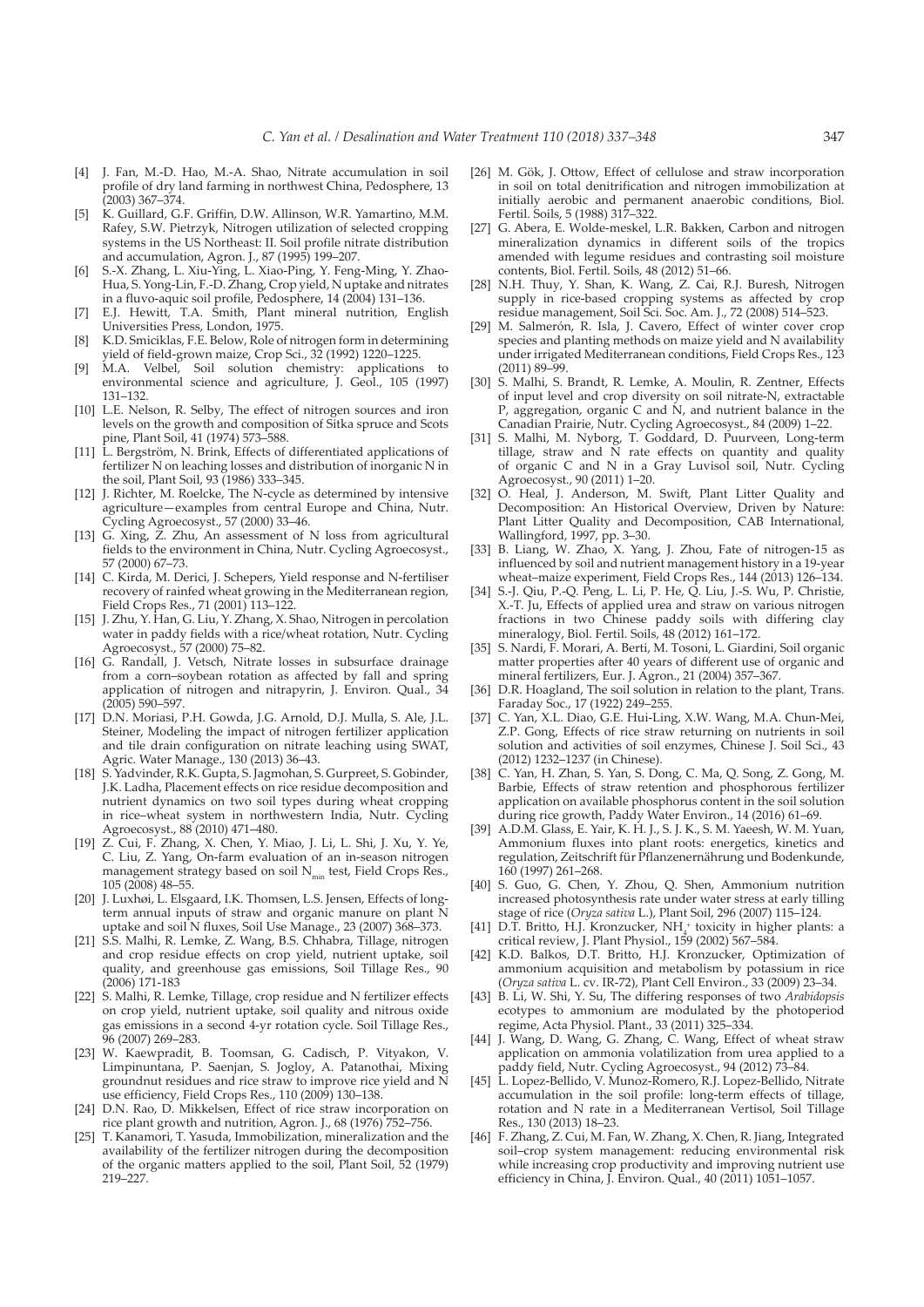[4] J. Fan, M.-D. Hao, M.-A. Shao, Nitrate accumulation in soil profile of dry land farming in northwest China, Pedosphere, 13 (2003) 367–374.

[5] K. Guillard, G.F. Griffin, D.W. Allinson, W.R. Yamartino, M.M. Rafey, S.W. Pietrzyk, Nitrogen utilization of selected cropping systems in the US Northeast: II. Soil profile nitrate distribution and accumulation, Agron. J., 87 (1995) 199–207.

[6] S.-X. Zhang, L. Xiu-Ying, L. Xiao-Ping, Y. Feng-Ming, Y. Zhao-Hua, S. Yong-Lin, F.-D. Zhang, Crop yield, N uptake and nitrates in a fluvo-aquic soil profile, Pedosphere, 14 (2004) 131–136.

[7] E.J. Hewitt, T.A. Smith, Plant mineral nutrition, English Universities Press, London, 1975.

[8] K.D. Smiciklas, F.E. Below, Role of nitrogen form in determining yield of field-grown maize, Crop Sci., 32 (1992) 1220–1225.

[9] M.A. Velbel, Soil solution chemistry: applications to environmental science and agriculture, J. Geol., 105 (1997) 131–132.

[10] L.E. Nelson, R. Selby, The effect of nitrogen sources and iron levels on the growth and composition of Sitka spruce and Scots pine, Plant Soil, 41 (1974) 573–588.

[11] L. Bergström, N. Brink, Effects of differentiated applications of fertilizer N on leaching losses and distribution of inorganic N in the soil, Plant Soil, 93 (1986) 333–345.

[12] J. Richter, M. Roelcke, The N-cycle as determined by intensive agriculture—examples from central Europe and China, Nutr. Cycling Agroecosyst., 57 (2000) 33–46.

[13] G. Xing, Z. Zhu, An assessment of N loss from agricultural fields to the environment in China, Nutr. Cycling Agroecosyst., 57 (2000) 67–73.

[14] C. Kirda, M. Derici, J. Schepers, Yield response and N-fertiliser recovery of rainfed wheat growing in the Mediterranean region, Field Crops Res., 71 (2001) 113–122.

[15] J. Zhu, Y. Han, G. Liu, Y. Zhang, X. Shao, Nitrogen in percolation water in paddy fields with a rice/wheat rotation, Nutr. Cycling Agroecosyst., 57 (2000) 75–82.

[16] G. Randall, J. Vetsch, Nitrate losses in subsurface drainage from a corn–soybean rotation as affected by fall and spring application of nitrogen and nitrapyrin, J. Environ. Qual., 34 (2005) 590–597.

[17] D.N. Moriasi, P.H. Gowda, J.G. Arnold, D.J. Mulla, S. Ale, J.L. Steiner, Modeling the impact of nitrogen fertilizer application and tile drain configuration on nitrate leaching using SWAT, Agric. Water Manage., 130 (2013) 36–43.

[18] S. Yadvinder, R.K. Gupta, S. Jagmohan, S. Gurpreet, S. Gobinder, J.K. Ladha, Placement effects on rice residue decomposition and nutrient dynamics on two soil types during wheat cropping in rice–wheat system in northwestern India, Nutr. Cycling Agroecosyst., 88 (2010) 471–480.

[19] Z. Cui, F. Zhang, X. Chen, Y. Miao, J. Li, L. Shi, J. Xu, Y. Ye, C. Liu, Z. Yang, On-farm evaluation of an in-season nitrogen management strategy based on soil $N_{min}$ test, Field Crops Res., 105 (2008) 48–55.

[20] J. Luxhøi, L. Elsgaard, I.K. Thomsen, L.S. Jensen, Effects of long-term annual inputs of straw and organic manure on plant N uptake and soil N fluxes, Soil Use Manage., 23 (2007) 368–373.

[21] S.S. Malhi, R. Lemke, Z. Wang, B.S. Chhabra, Tillage, nitrogen and crop residue effects on crop yield, nutrient uptake, soil quality, and greenhouse gas emissions, Soil Tillage Res., 90 (2006) 171-183

[22] S. Malhi, R. Lemke, Tillage, crop residue and N fertilizer effects on crop yield, nutrient uptake, soil quality and nitrous oxide gas emissions in a second 4-yr rotation cycle. Soil Tillage Res., 96 (2007) 269–283.

[23] W. Kaewpradit, B. Toomsan, G. Cadisch, P. Vityakon, V. Limpinuntana, P. Saenjan, S. Jogloy, A. Patanothai, Mixing groundnut residues and rice straw to improve rice yield and N use efficiency, Field Crops Res., 110 (2009) 130–138.

[24] D.N. Rao, D. Mikkelsen, Effect of rice straw incorporation on rice plant growth and nutrition, Agron. J., 68 (1976) 752–756.

[25] T. Kanamori, T. Yasuda, Immobilization, mineralization and the availability of the fertilizer nitrogen during the decomposition of the organic matters applied to the soil, Plant Soil, 52 (1979) 219–227.

[26] M. Gök, J. Ottow, Effect of cellulose and straw incorporation in soil on total denitrification and nitrogen immobilization at initially aerobic and permanent anaerobic conditions, Biol. Fertil. Soils, 5 (1988) 317–322.

[27] G. Abera, E. Wolde-meskel, L.R. Bakken, Carbon and nitrogen mineralization dynamics in different soils of the tropics amended with legume residues and contrasting soil moisture contents, Biol. Fertil. Soils, 48 (2012) 51–66.

[28] N.H. Thuy, Y. Shan, K. Wang, Z. Cai, R.J. Buresh, Nitrogen supply in rice-based cropping systems as affected by crop residue management, Soil Sci. Soc. Am. J., 72 (2008) 514–523.

[29] M. Salmerón, R. Isla, J. Cavero, Effect of winter cover crop species and planting methods on maize yield and N availability under irrigated Mediterranean conditions, Field Crops Res., 123 (2011) 89–99.

[30] S. Malhi, S. Brandt, R. Lemke, A. Moulin, R. Zentner, Effects of input level and crop diversity on soil nitrate-N, extractable P, aggregation, organic C and N, and nutrient balance in the Canadian Prairie, Nutr. Cycling Agroecosyst., 84 (2009) 1–22.

[31] S. Malhi, M. Nyborg, T. Goddard, D. Puurveen, Long-term tillage, straw and N rate effects on quantity and quality of organic C and N in a Gray Luvisol soil, Nutr. Cycling Agroecosyst., 90 (2011) 1–20.

[32] O. Heal, J. Anderson, M. Swift, Plant Litter Quality and Decomposition: An Historical Overview, Driven by Nature: Plant Litter Quality and Decomposition, CAB International, Wallingford, 1997, pp. 3–30.

[33] B. Liang, W. Zhao, X. Yang, J. Zhou, Fate of nitrogen-15 as influenced by soil and nutrient management history in a 19-year wheat–maize experiment, Field Crops Res., 144 (2013) 126–134.

[34] S.-J. Qiu, P.-Q. Peng, L. Li, P. He, Q. Liu, J.-S. Wu, P. Christie, X.-T. Ju, Effects of applied urea and straw on various nitrogen fractions in two Chinese paddy soils with differing clay mineralogy, Biol. Fertil. Soils, 48 (2012) 161–172.

[35] S. Nardi, F. Morari, A. Berti, M. Tosoni, L. Giardini, Soil organic matter properties after 40 years of different use of organic and mineral fertilizers, Eur. J. Agron., 21 (2004) 357–367.

[36] D.R. Hoagland, The soil solution in relation to the plant, Trans. Faraday Soc., 17 (1922) 249–255.

[37] C. Yan, X.L. Diao, G.E. Hui-Ling, X.W. Wang, M.A. Chun-Mei, Z.P. Gong, Effects of rice straw returning on nutrients in soil solution and activities of soil enzymes, Chinese J. Soil Sci., 43 (2012) 1232–1237 (in Chinese).

[38] C. Yan, H. Zhan, S. Yan, S. Dong, C. Ma, Q. Song, Z. Gong, M. Barbie, Effects of straw retention and phosphorous fertilizer application on available phosphorus content in the soil solution during rice growth, Paddy Water Environ., 14 (2016) 61–69.

[39] A.D.M. Glass, E. Yair, K. H. J., S. J. K., S. M. Yaeesh, W. M. Yuan, Ammonium fluxes into plant roots: energetics, kinetics and regulation, Zeitschrift für Pflanzenernährung und Bodenkunde, 160 (1997) 261–268.

[40] S. Guo, G. Chen, Y. Zhou, Q. Shen, Ammonium nutrition increased photosynthesis rate under water stress at early tilling stage of rice (*Oryza sativa* L.), Plant Soil, 296 (2007) 115–124.

[41] D.T. Britto, H.J. Kronzucker, $NH_4^+$ toxicity in higher plants: a critical review, J. Plant Physiol., 159 (2002) 567–584.

[42] K.D. Balkos, D.T. Britto, H.J. Kronzucker, Optimization of ammonium acquisition and metabolism by potassium in rice (*Oryza sativa* L. cv. IR-72), Plant Cell Environ., 33 (2009) 23–34.

[43] B. Li, W. Shi, Y. Su, The differing responses of two *Arabidopsis* ecotypes to ammonium are modulated by the photoperiod regime, Acta Physiol. Plant., 33 (2011) 325–334.

[44] J. Wang, D. Wang, G. Zhang, C. Wang, Effect of wheat straw application on ammonia volatilization from urea applied to a paddy field, Nutr. Cycling Agroecosyst., 94 (2012) 73–84.

[45] L. Lopez-Bellido, V. Munoz-Romero, R.J. Lopez-Bellido, Nitrate accumulation in the soil profile: long-term effects of tillage, rotation and N rate in a Mediterranean Vertisol, Soil Tillage Res., 130 (2013) 18–23.

[46] F. Zhang, Z. Cui, M. Fan, W. Zhang, X. Chen, R. Jiang, Integrated soil–crop system management: reducing environmental risk while increasing crop productivity and improving nutrient use efficiency in China, J. Environ. Qual., 40 (2011) 1051–1057.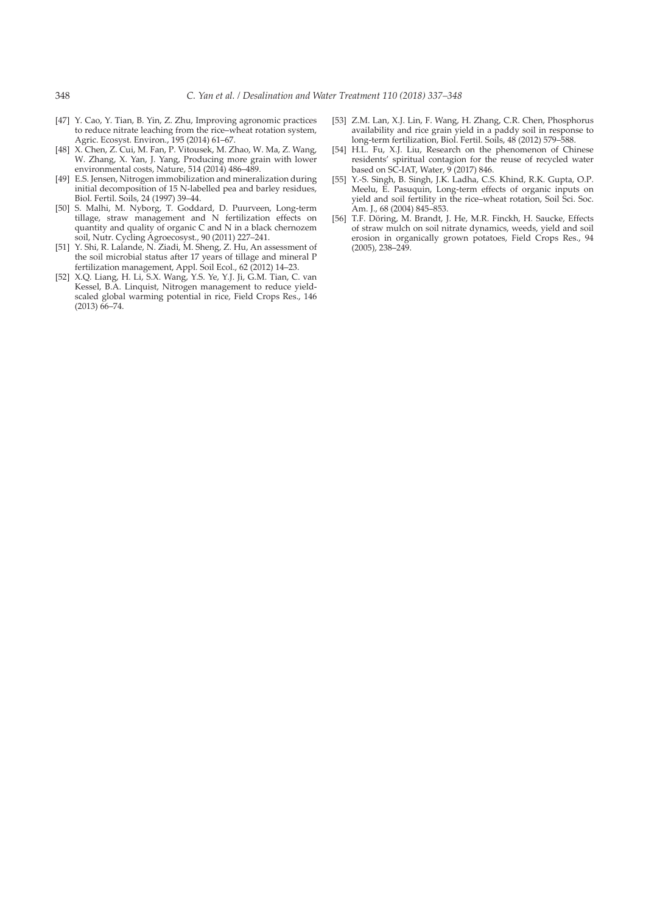[47] Y. Cao, Y. Tian, B. Yin, Z. Zhu, Improving agronomic practices to reduce nitrate leaching from the rice–wheat rotation system, Agric. Ecosyst. Environ., 195 (2014) 61–67.

[48] X. Chen, Z. Cui, M. Fan, P. Vitousek, M. Zhao, W. Ma, Z. Wang, W. Zhang, X. Yan, J. Yang, Producing more grain with lower environmental costs, Nature, 514 (2014) 486–489.

[49] E.S. Jensen, Nitrogen immobilization and mineralization during initial decomposition of 15 N-labelled pea and barley residues, Biol. Fertil. Soils, 24 (1997) 39–44.

[50] S. Malhi, M. Nyborg, T. Goddard, D. Puurveen, Long-term tillage, straw management and N fertilization effects on quantity and quality of organic C and N in a black chernozem soil, Nutr. Cycling Agroecosyst., 90 (2011) 227–241.

[51] Y. Shi, R. Lalande, N. Ziadi, M. Sheng, Z. Hu, An assessment of the soil microbial status after 17 years of tillage and mineral P fertilization management, Appl. Soil Ecol., 62 (2012) 14–23.

[52] X.Q. Liang, H. Li, S.X. Wang, Y.S. Ye, Y.J. Ji, G.M. Tian, C. van Kessel, B.A. Linquist, Nitrogen management to reduce yield-scaled global warming potential in rice, Field Crops Res., 146 (2013) 66–74.

[53] Z.M. Lan, X.J. Lin, F. Wang, H. Zhang, C.R. Chen, Phosphorus availability and rice grain yield in a paddy soil in response to long-term fertilization, Biol. Fertil. Soils, 48 (2012) 579–588.

[54] H.L. Fu, X.J. Liu, Research on the phenomenon of Chinese residents' spiritual contagion for the reuse of recycled water based on SC-IAT, Water, 9 (2017) 846.

[55] Y.-S. Singh, B. Singh, J.K. Ladha, C.S. Khind, R.K. Gupta, O.P. Meelu, E. Pasuquin, Long-term effects of organic inputs on yield and soil fertility in the rice–wheat rotation, Soil Sci. Soc. Am. J., 68 (2004) 845–853.

[56] T.F. Döring, M. Brandt, J. He, M.R. Finckh, H. Saucke, Effects of straw mulch on soil nitrate dynamics, weeds, yield and soil erosion in organically grown potatoes, Field Crops Res., 94 (2005), 238–249.